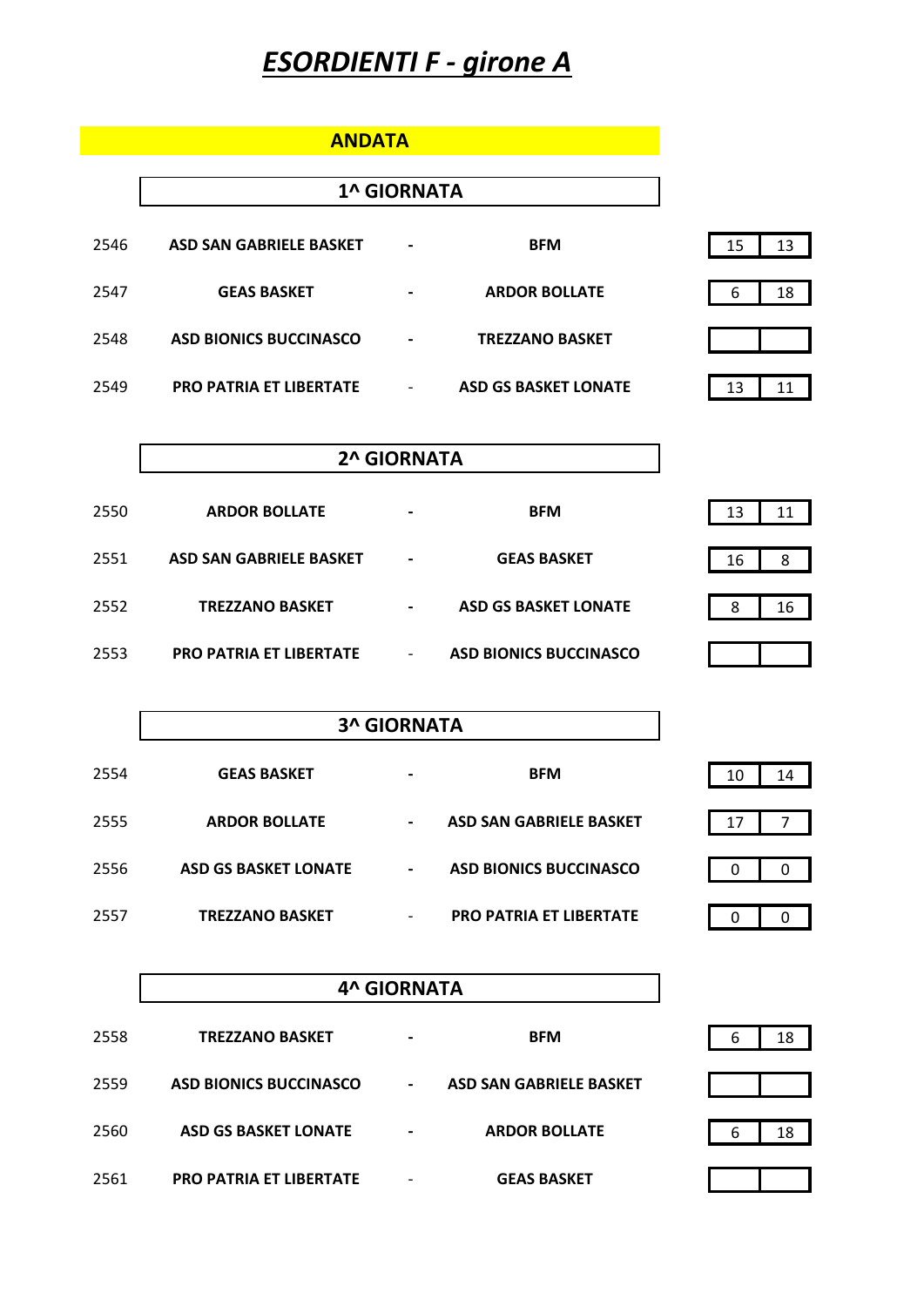# *ESORDIENTI F - girone A*

## ANDATA

### 1^ GIORNATA

| N. | Casa | | Ospite | Casa | Ospite |
|---|---|---|---|---|---|
| 2546 | ASD SAN GABRIELE BASKET | - | BFM | 15 | 13 |
| 2547 | GEAS BASKET | - | ARDOR BOLLATE | 6 | 18 |
| 2548 | ASD BIONICS BUCCINASCO | - | TREZZANO BASKET | | |
| 2549 | PRO PATRIA ET LIBERTATE | - | ASD GS BASKET LONATE | 13 | 11 |

### 2^ GIORNATA

| N. | Casa | | Ospite | Casa | Ospite |
|---|---|---|---|---|---|
| 2550 | ARDOR BOLLATE | - | BFM | 13 | 11 |
| 2551 | ASD SAN GABRIELE BASKET | - | GEAS BASKET | 16 | 8 |
| 2552 | TREZZANO BASKET | - | ASD GS BASKET LONATE | 8 | 16 |
| 2553 | PRO PATRIA ET LIBERTATE | - | ASD BIONICS BUCCINASCO | | |

### 3^ GIORNATA

| N. | Casa | | Ospite | Casa | Ospite |
|---|---|---|---|---|---|
| 2554 | GEAS BASKET | - | BFM | 10 | 14 |
| 2555 | ARDOR BOLLATE | - | ASD SAN GABRIELE BASKET | 17 | 7 |
| 2556 | ASD GS BASKET LONATE | - | ASD BIONICS BUCCINASCO | 0 | 0 |
| 2557 | TREZZANO BASKET | - | PRO PATRIA ET LIBERTATE | 0 | 0 |

### 4^ GIORNATA

| N. | Casa | | Ospite | Casa | Ospite |
|---|---|---|---|---|---|
| 2558 | TREZZANO BASKET | - | BFM | 6 | 18 |
| 2559 | ASD BIONICS BUCCINASCO | - | ASD SAN GABRIELE BASKET | | |
| 2560 | ASD GS BASKET LONATE | - | ARDOR BOLLATE | 6 | 18 |
| 2561 | PRO PATRIA ET LIBERTATE | - | GEAS BASKET | | |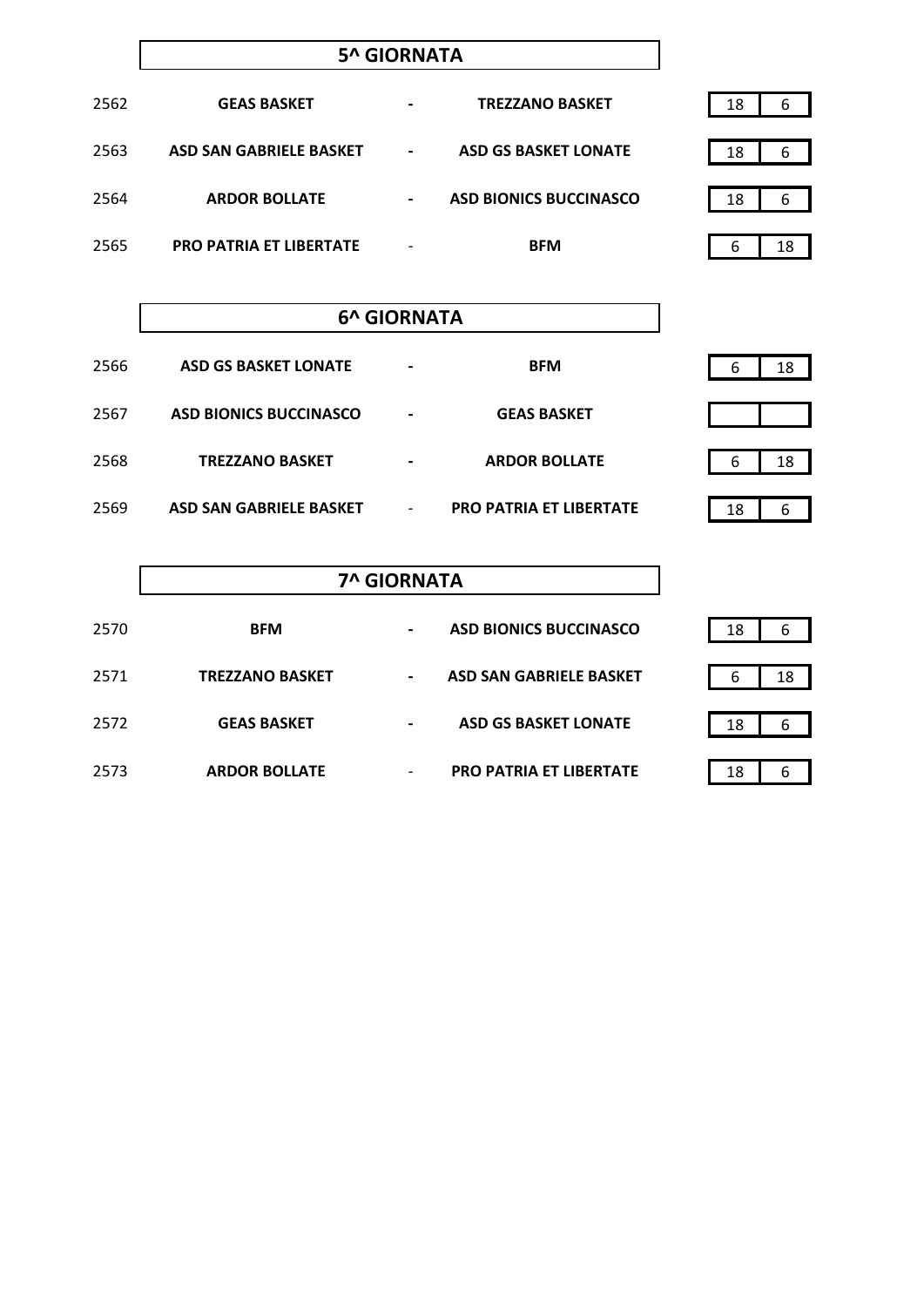## 5^ GIORNATA

| N. | Casa | | Ospite | | |
|---|---|---|---|---|---|
| 2562 | **GEAS BASKET** | - | **TREZZANO BASKET** | 18 | 6 |
| 2563 | **ASD SAN GABRIELE BASKET** | - | **ASD GS BASKET LONATE** | 18 | 6 |
| 2564 | **ARDOR BOLLATE** | - | **ASD BIONICS BUCCINASCO** | 18 | 6 |
| 2565 | **PRO PATRIA ET LIBERTATE** | - | **BFM** | 6 | 18 |

## 6^ GIORNATA

| N. | Casa | | Ospite | | |
|---|---|---|---|---|---|
| 2566 | **ASD GS BASKET LONATE** | - | **BFM** | 6 | 18 |
| 2567 | **ASD BIONICS BUCCINASCO** | - | **GEAS BASKET** | | |
| 2568 | **TREZZANO BASKET** | - | **ARDOR BOLLATE** | 6 | 18 |
| 2569 | **ASD SAN GABRIELE BASKET** | - | **PRO PATRIA ET LIBERTATE** | 18 | 6 |

## 7^ GIORNATA

| N. | Casa | | Ospite | | |
|---|---|---|---|---|---|
| 2570 | **BFM** | - | **ASD BIONICS BUCCINASCO** | 18 | 6 |
| 2571 | **TREZZANO BASKET** | - | **ASD SAN GABRIELE BASKET** | 6 | 18 |
| 2572 | **GEAS BASKET** | - | **ASD GS BASKET LONATE** | 18 | 6 |
| 2573 | **ARDOR BOLLATE** | - | **PRO PATRIA ET LIBERTATE** | 18 | 6 |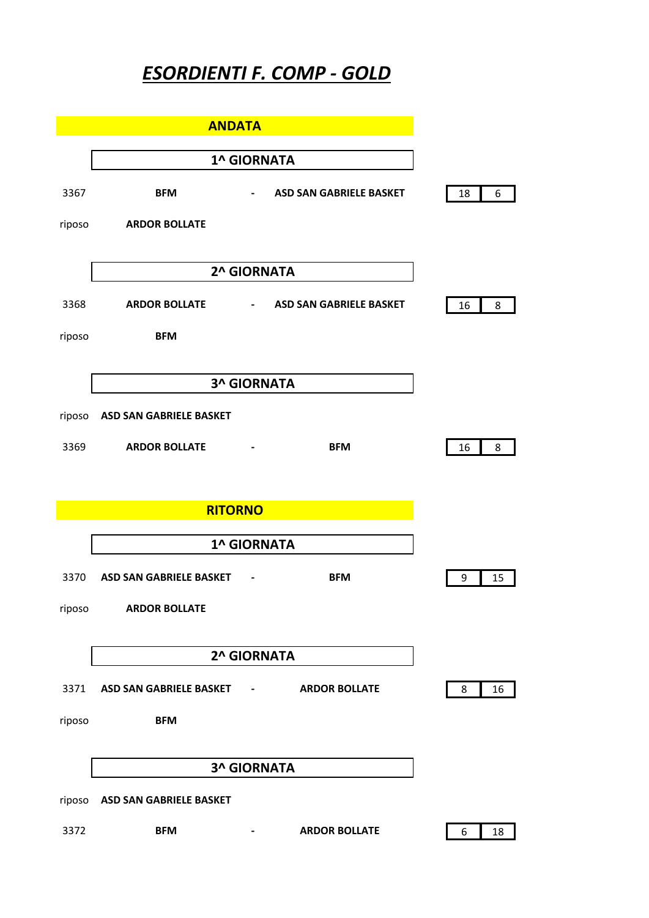# *ESORDIENTI F. COMP - GOLD*

## ANDATA

### 1^ GIORNATA

| | | | | | |
|---|---|---|---|---|---|
| 3367 | **BFM** | - | **ASD SAN GABRIELE BASKET** | 18 | 6 |
| riposo | **ARDOR BOLLATE** | | | | |

### 2^ GIORNATA

| | | | | | |
|---|---|---|---|---|---|
| 3368 | **ARDOR BOLLATE** | - | **ASD SAN GABRIELE BASKET** | 16 | 8 |
| riposo | **BFM** | | | | |

### 3^ GIORNATA

| | | | | | |
|---|---|---|---|---|---|
| riposo | **ASD SAN GABRIELE BASKET** | | | | |
| 3369 | **ARDOR BOLLATE** | - | **BFM** | 16 | 8 |

## RITORNO

### 1^ GIORNATA

| | | | | | |
|---|---|---|---|---|---|
| 3370 | **ASD SAN GABRIELE BASKET** | - | **BFM** | 9 | 15 |
| riposo | **ARDOR BOLLATE** | | | | |

### 2^ GIORNATA

| | | | | | |
|---|---|---|---|---|---|
| 3371 | **ASD SAN GABRIELE BASKET** | - | **ARDOR BOLLATE** | 8 | 16 |
| riposo | **BFM** | | | | |

### 3^ GIORNATA

| | | | | | |
|---|---|---|---|---|---|
| riposo | **ASD SAN GABRIELE BASKET** | | | | |
| 3372 | **BFM** | - | **ARDOR BOLLATE** | 6 | 18 |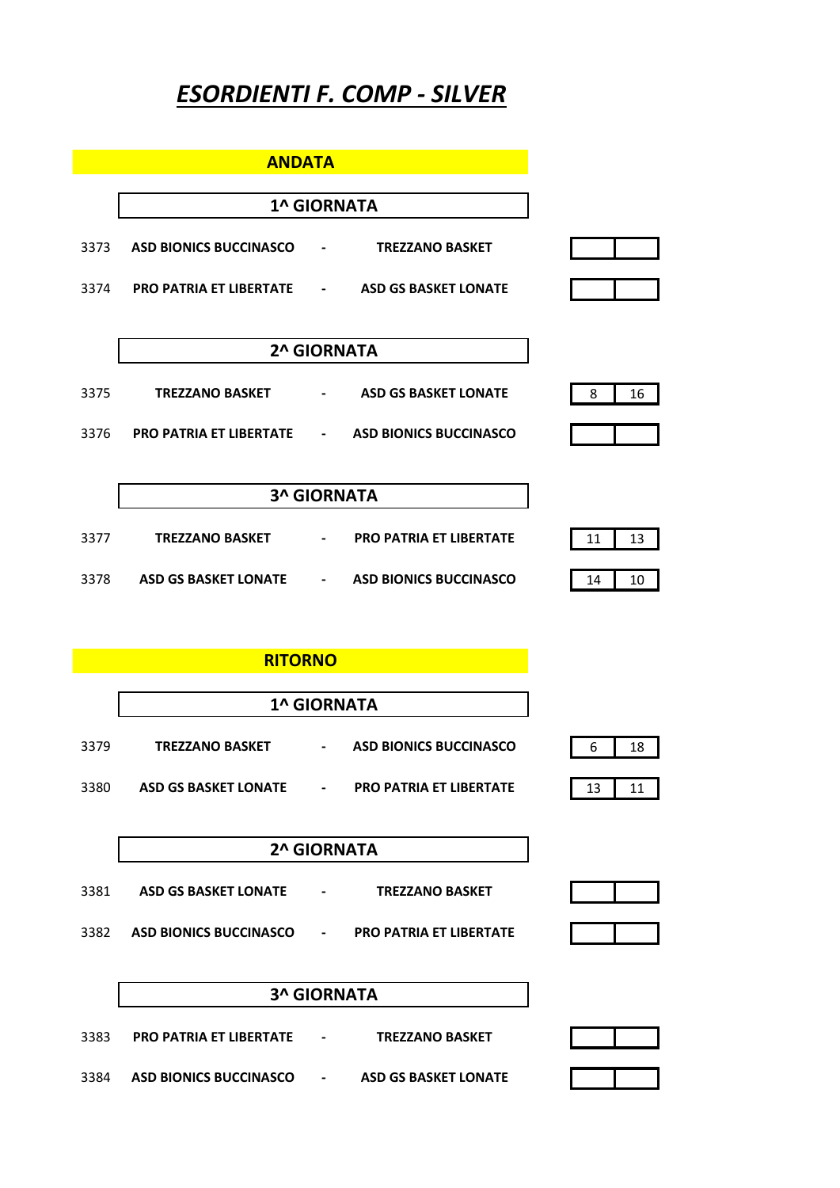# *ESORDIENTI F. COMP - SILVER*

## ANDATA

### 1^ GIORNATA

| | | | | | |
|---|---|---|---|---|---|
| 3373 | ASD BIONICS BUCCINASCO | - | TREZZANO BASKET | | |
| 3374 | PRO PATRIA ET LIBERTATE | - | ASD GS BASKET LONATE | | |

### 2^ GIORNATA

| | | | | | |
|---|---|---|---|---|---|
| 3375 | TREZZANO BASKET | - | ASD GS BASKET LONATE | 8 | 16 |
| 3376 | PRO PATRIA ET LIBERTATE | - | ASD BIONICS BUCCINASCO | | |

### 3^ GIORNATA

| | | | | | |
|---|---|---|---|---|---|
| 3377 | TREZZANO BASKET | - | PRO PATRIA ET LIBERTATE | 11 | 13 |
| 3378 | ASD GS BASKET LONATE | - | ASD BIONICS BUCCINASCO | 14 | 10 |

## RITORNO

### 1^ GIORNATA

| | | | | | |
|---|---|---|---|---|---|
| 3379 | TREZZANO BASKET | - | ASD BIONICS BUCCINASCO | 6 | 18 |
| 3380 | ASD GS BASKET LONATE | - | PRO PATRIA ET LIBERTATE | 13 | 11 |

### 2^ GIORNATA

| | | | | | |
|---|---|---|---|---|---|
| 3381 | ASD GS BASKET LONATE | - | TREZZANO BASKET | | |
| 3382 | ASD BIONICS BUCCINASCO | - | PRO PATRIA ET LIBERTATE | | |

### 3^ GIORNATA

| | | | | | |
|---|---|---|---|---|---|
| 3383 | PRO PATRIA ET LIBERTATE | - | TREZZANO BASKET | | |
| 3384 | ASD BIONICS BUCCINASCO | - | ASD GS BASKET LONATE | | |